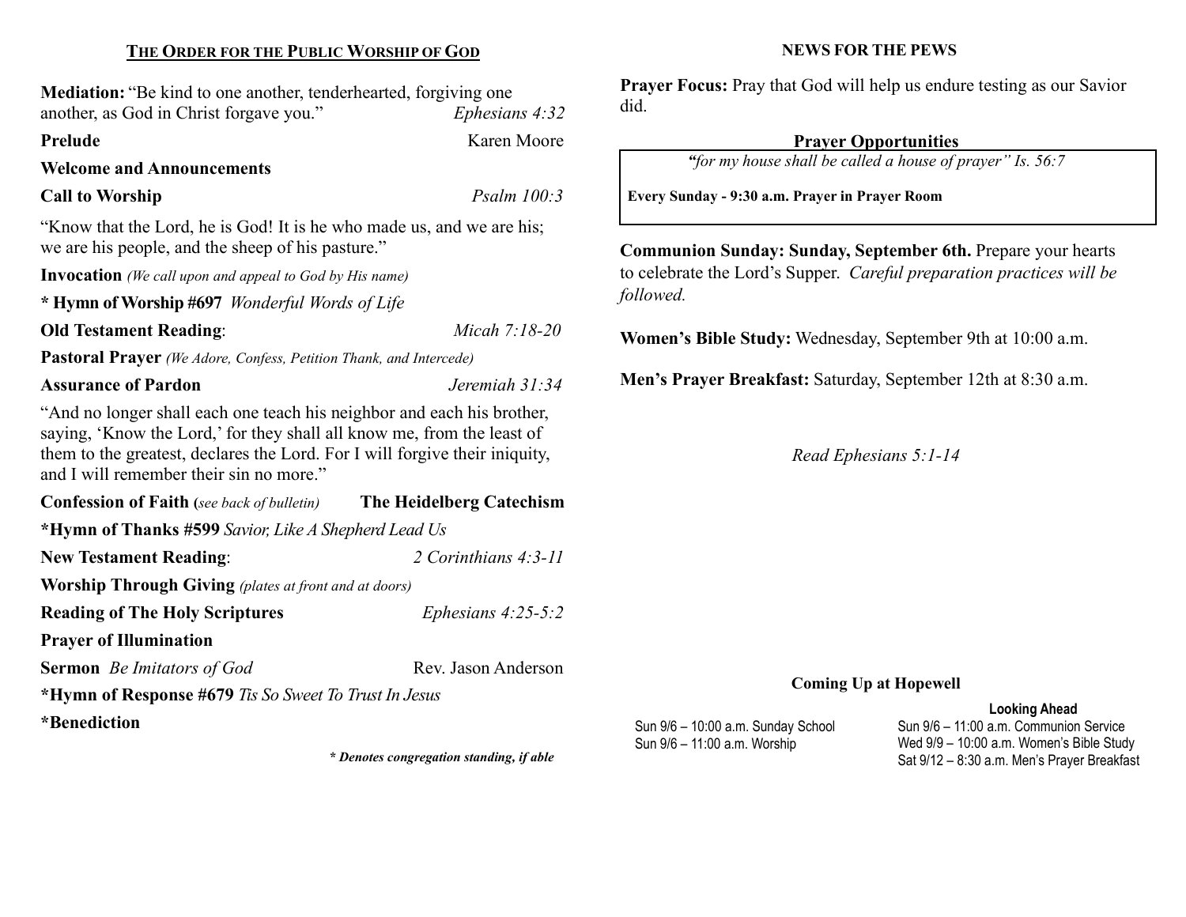## The Order for the Public Worship of God

**Mediation:** "Be kind to one another, tenderhearted, forgiving one another, as God in Christ forgave you." *Ephesians 4:32*

**Prelude** Karen Moore

**Welcome and Announcements**

**Call to Worship** *Psalm 100:3*

"Know that the Lord, he is God! It is he who made us, and we are his; we are his people, and the sheep of his pasture."

**Invocation** *(We call upon and appeal to God by His name)*

**\* Hymn of Worship #697** *Wonderful Words of Life*

**Old Testament Reading**: *Micah 7:18-20*

**Pastoral Prayer** *(We Adore, Confess, Petition Thank, and Intercede)*

**Assurance of Pardon** *Jeremiah 31:34*

"And no longer shall each one teach his neighbor and each his brother, saying, 'Know the Lord,' for they shall all know me, from the least of them to the greatest, declares the Lord. For I will forgive their iniquity, and I will remember their sin no more."

**Confession of Faith (***see back of bulletin***)** **The Heidelberg Catechism**

**\*Hymn of Thanks #599** *Savior, Like A Shepherd Lead Us*

**New Testament Reading**: *2 Corinthians 4:3-11*

**Worship Through Giving** *(plates at front and at doors)*

**Reading of The Holy Scriptures** *Ephesians 4:25-5:2*

**Prayer of Illumination**

**Sermon** *Be Imitators of God* Rev. Jason Anderson

**\*Hymn of Response #679** *Tis So Sweet To Trust In Jesus*

**\*Benediction**

***\* Denotes congregation standing, if able***

## NEWS FOR THE PEWS

**Prayer Focus:** Pray that God will help us endure testing as our Savior did.

### Prayer Opportunities

*"for my house shall be called a house of prayer" Is. 56:7*

**Every Sunday - 9:30 a.m. Prayer in Prayer Room**

**Communion Sunday: Sunday, September 6th.** Prepare your hearts to celebrate the Lord's Supper. *Careful preparation practices will be followed.*

**Women's Bible Study:** Wednesday, September 9th at 10:00 a.m.

**Men's Prayer Breakfast:** Saturday, September 12th at 8:30 a.m.

*Read Ephesians 5:1-14*

### Coming Up at Hopewell

Sun 9/6 – 10:00 a.m. Sunday School
Sun 9/6 – 11:00 a.m. Worship

**Looking Ahead**

Sun 9/6 – 11:00 a.m. Communion Service
Wed 9/9 – 10:00 a.m. Women's Bible Study
Sat 9/12 – 8:30 a.m. Men's Prayer Breakfast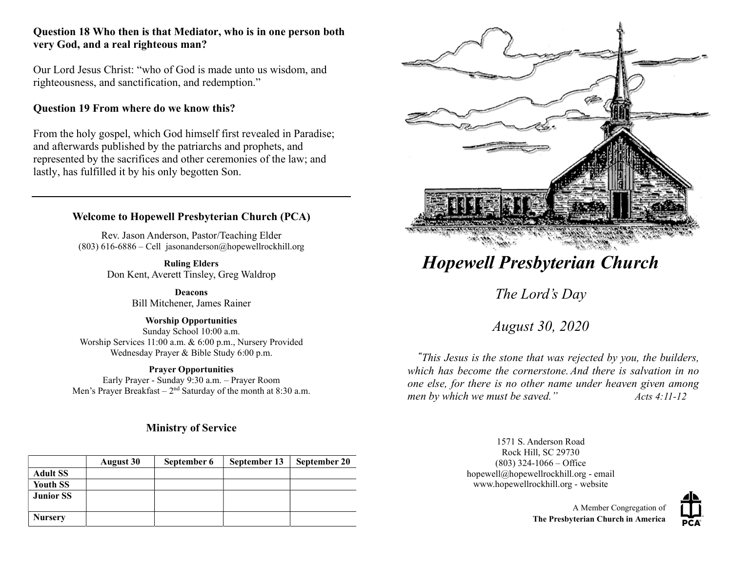**Question 18 Who then is that Mediator, who is in one person both very God, and a real righteous man?**

Our Lord Jesus Christ: "who of God is made unto us wisdom, and righteousness, and sanctification, and redemption."

**Question 19 From where do we know this?**

From the holy gospel, which God himself first revealed in Paradise; and afterwards published by the patriarchs and prophets, and represented by the sacrifices and other ceremonies of the law; and lastly, has fulfilled it by his only begotten Son.

---

### Welcome to Hopewell Presbyterian Church (PCA)

Rev. Jason Anderson, Pastor/Teaching Elder
(803) 616-6886 – Cell jasonanderson@hopewellrockhill.org

**Ruling Elders**
Don Kent, Averett Tinsley, Greg Waldrop

**Deacons**
Bill Mitchener, James Rainer

**Worship Opportunities**
Sunday School 10:00 a.m.
Worship Services 11:00 a.m. & 6:00 p.m., Nursery Provided
Wednesday Prayer & Bible Study 6:00 p.m.

**Prayer Opportunities**
Early Prayer - Sunday 9:30 a.m. – Prayer Room
Men's Prayer Breakfast – 2nd Saturday of the month at 8:30 a.m.

### Ministry of Service

| | August 30 | September 6 | September 13 | September 20 |
|---|---|---|---|---|
| **Adult SS** | | | | |
| **Youth SS** | | | | |
| **Junior SS** | | | | |
| **Nursery** | | | | |

# *Hopewell Presbyterian Church*

*The Lord's Day*

*August 30, 2020*

*"This Jesus is the stone that was rejected by you, the builders, which has become the cornerstone. And there is salvation in no one else, for there is no other name under heaven given among men by which we must be saved."* *Acts 4:11-12*

1571 S. Anderson Road
Rock Hill, SC 29730
(803) 324-1066 – Office
hopewell@hopewellrockhill.org - email
www.hopewellrockhill.org - website

A Member Congregation of
**The Presbyterian Church in America**

PCA